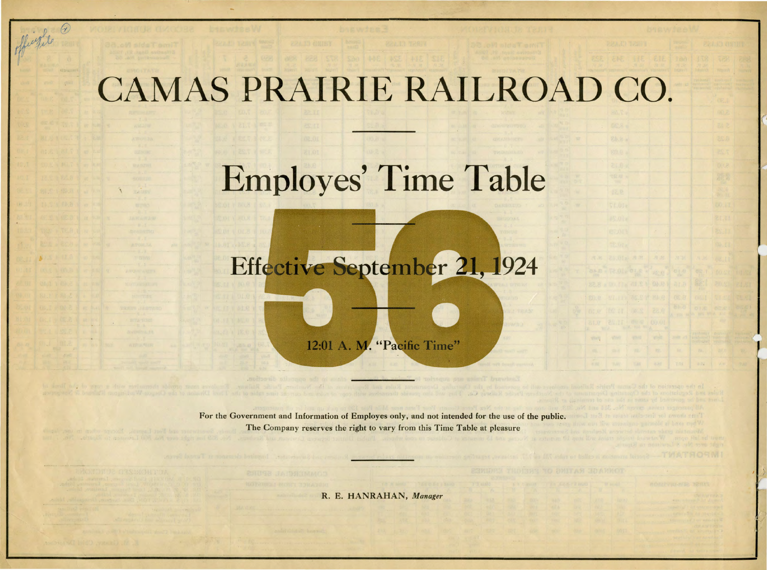# CAMAS PRAIRIE RAILROAD CO.

## Employes' Time Table

# 56

### Effective September 21, 1924

**12:01 A. M. "Pacific Time"**

For the Government and Information of Employes only, and not intended for the use of the public.
The Company reserves the right to vary from this Time Table at pleasure

R. E. HANRAHAN, *Manager*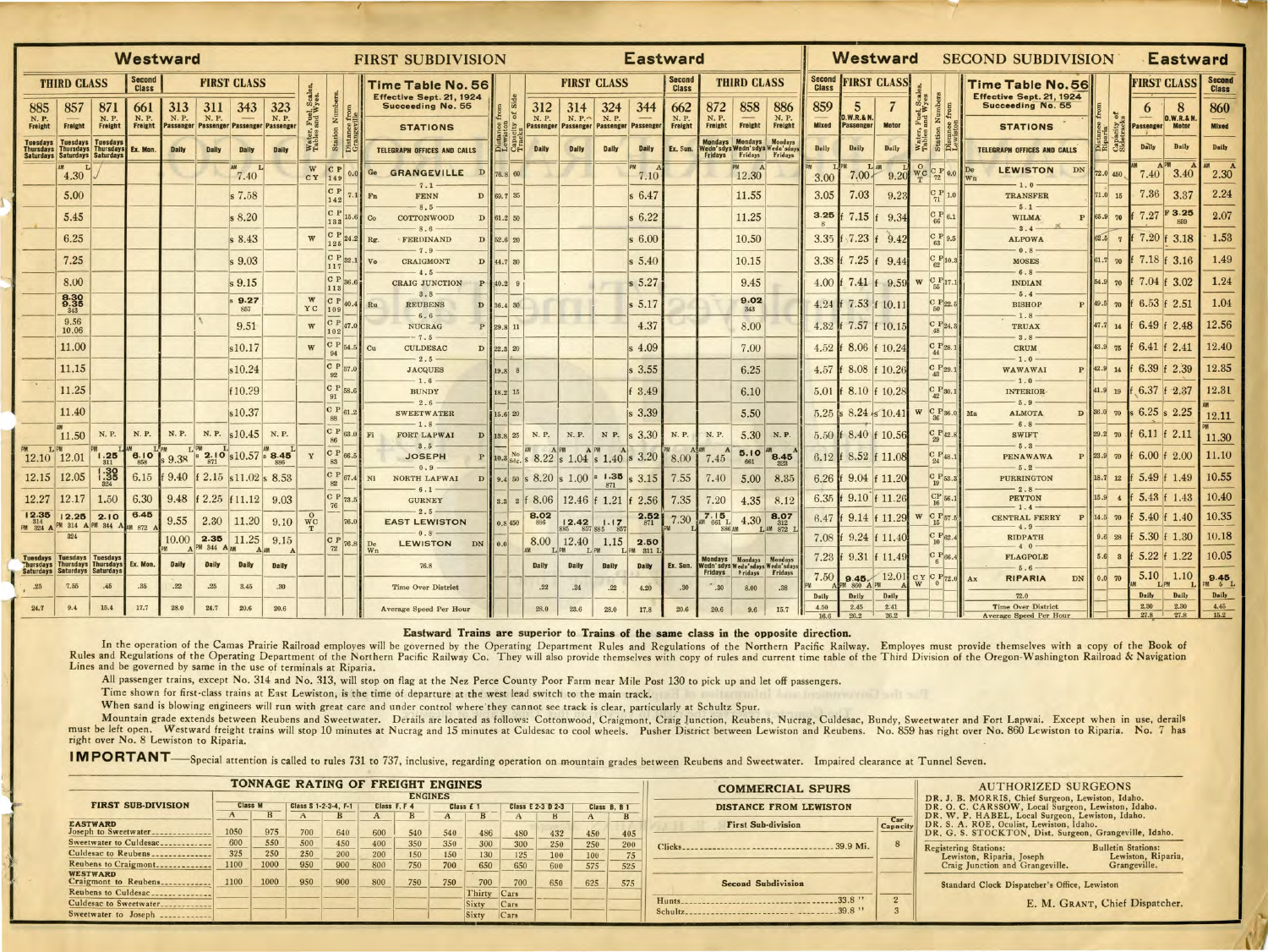# FIRST SUBDIVISION

**Time Table No. 56** — Effective Sept. 21, 1924 — Succeeding No. 55

| Westward THIRD CLASS 885 N.P. Freight | 857 N.P. Freight | 871 N.P. Freight | SECOND CLASS 661 N.P. Freight | FIRST CLASS 313 N.P. Passenger | 311 N.P. Passenger | 343 Passenger | 323 N.P. Passenger | Water, Fuel, Scales, Tables and Wyes | Station Numbers | Distance from Grangeville | STATIONS — TELEGRAPH OFFICES AND CALLS | Distance from Lewiston | Capacity of Side Tracks | Eastward FIRST CLASS 312 N.P. Passenger | 314 N.P. Passenger | 324 N.P. Passenger | 344 Passenger | SECOND CLASS 662 N.P. Freight | THIRD CLASS 872 N.P. Freight | 858 Freight | 886 N.P. Freight |
|---|---|---|---|---|---|---|---|---|---|---|---|---|---|---|---|---|---|---|---|---|---|
| Tuesdays Thursdays Saturdays | Tuesdays Thursdays Saturdays | Tuesdays Thursdays Saturdays | Ex. Mon. | Daily | Daily | Daily | Daily | | | | | | | Daily | Daily | Daily | Daily | Ex. Sun. | Mondays Wedn'sdys Fridays | Mondays Wedn'sdys Fridays | Mondays Wedn'sdys Fridays |
| | AM 4.30 L | | | | | AM 7.40 L | | W CY | CP 149 | 0.0 | Ge GRANGEVILLE D | 76.8 | 60 | | | | PM 7.10 A | | | PM 12.30 A | |
| | | | | | | | | | | | 7.1 | | | | | | | | | | |
| | 5.00 | | | | | s 7.58 | | | CP 142 | 7.1 | Fn FENN D | 69.7 | 35 | | | | s 6.47 | | | 11.55 | |
| | | | | | | | | | | | 8.5 | | | | | | | | | | |
| | 5.45 | | | | | s 8.20 | | | CP 133 | 15.6 | Co COTTONWOOD D | 61.2 | 50 | | | | s 6.22 | | | 11.25 | |
| | | | | | | | | | | | 8.6 | | | | | | | | | | |
| | 6.25 | | | | | s 8.43 | | W | CP 125 | 24.2 | Fg FERDINAND D | 52.6 | 20 | | | | s 6.00 | | | 10.50 | |
| | | | | | | | | | | | 7.9 | | | | | | | | | | |
| | 7.25 | | | | | s 9.03 | | | CP 117 | 32.1 | Vo CRAIGMONT D | 44.7 | 30 | | | | s 5.40 | | | 10.15 | |
| | | | | | | | | | | | 4.5 | | | | | | | | | | |
| | 8.00 | | | | | s 9.15 | | | CP 113 | 36.6 | CRAIG JUNCTION P | 40.2 | 9 | | | | s 5.27 | | | 9.45 | |
| | | | | | | | | | | | 3.8 | | | | | | | | | | |
| | 8.30 9.35 343 | | | | | s 9.27 857 | | W YC | CP 109 | 40.4 | Ru REUBENS D | 36.4 | 30 | | | | s 5.17 | | | 9.02 343 | |
| | | | | | | | | | | | 6.6 | | | | | | | | | | |
| | 9.56 10.06 | | | | | 9.51 | | W | CP 102 | 47.0 | NUCRAG P | 29.8 | 11 | | | | 4.37 | | | 8.00 | |
| | | | | | | | | | | | 7.5 | | | | | | | | | | |
| | 11.00 | | | | | s10.17 | | W | CP 94 | 54.5 | Cu CULDESAC D | 22.3 | 20 | | | | s 4.09 | | | 7.00 | |
| | | | | | | | | | | | 2.5 | | | | | | | | | | |
| | 11.15 | | | | | s10.24 | | | CP 92 | 57.0 | JACQUES | 19.8 | 8 | | | | s 3.55 | | | 6.25 | |
| | | | | | | | | | | | 1.6 | | | | | | | | | | |
| | 11.25 | | | | | f10.29 | | | CP 91 | 58.6 | BUNDY | 18.2 | 15 | | | | f 3.49 | | | 6.10 | |
| | | | | | | | | | | | 2.6 | | | | | | | | | | |
| | 11.40 | | | | | s10.37 | | | CP 88 | 61.2 | SWEETWATER | 15.6 | 20 | | | | s 3.39 | | | 5.50 | |
| | | | | | | | | | | | 1.8 | | | | | | | | | | |
| | AM 11.50 | N. P. | N. P. | N. P. | N. P. | s10.45 | N. P. | | CP 86 | 63.0 | Fl FORT LAPWAI D | 13.8 | 25 | N. P. | N. P. | N. P. | s 3.30 | N. P. | N. P. | 5.30 | N. P. |
| | | | | | | | | | | | 3.5 | | | | | | | | | | |
| PM 12.10 L | PM 12.01 L | 1.25 311 | AM 6.10 858 L | PM s 9.38 L | PM s 2.10 871 L | s10.57 | AM s 8.45 886 L | Y | CP 83 | 66.5 | JOSEPH P | 10.3 | No Sdg. | AM s 8.22 A | PM s 1.04 A | PM s 1.40 A | s 3.20 | PM 8.00 A | AM 7.45 A | 5.10 661 | AM 8.45 323 A |
| | | | | | | | | | | | 0.9 | | | | | | | | | | |
| 12.15 | 12.05 | 1.30 1.35 324 | 6.15 | f 9.40 | f 2.15 | s11.02 | s 8.53 | | CP 82 | 67.4 | Nl NORTH LAPWAI D | 9.4 | 50 | s 8.20 | s 1.00 | s 1.35 871 | s 3.15 | 7.55 | 7.40 | 5.00 | 8.35 |
| | | | | | | | | | | | 6.1 | | | | | | | | | | |
| 12.27 | 12.17 | 1.50 | 6.30 | 9.48 | f 2.25 | f11.12 | 9.03 | | CP 76 | 73.5 | GURNEY | 3.3 | 2 | f 8.06 | 12.46 | f 1.21 | f 2.56 | 7.35 | 7.20 | 4.35 | 8.12 |
| | | | | | | | | | | | 2.5 | | | | | | | | | | |
| PM 12.35 314 324 A | PM 12.25 314 A | PM 2.10 344 A | AM 6.45 872 A | 9.55 | 2.30 | 11.20 | 9.10 | O WC T | | 76.0 | EAST LEWISTON | 0.8 | 450 | 8.02 886 | 12.42 885 | 1.17 857 885 | 2.52 871 | 7.30 PM L | AM 7.15 661 L | 4.30 | AM 8.07 312 872 L |
| | | | | | | | | | | | 0.8 | | | | | | | | | | |
| 324 | | | | PM 10.00 | PM 2.35 344 A | AM 11.25 A | AM 9.15 | | CP 72 | 76.8 | De Wn LEWISTON DN | 0.0 | | AM 8.00 | PM 12.40 L | PM 1.15 L | PM 2.50 311 L | | | | |
| Tuesdays Thursdays Saturdays | Tuesdays Thursdays Saturdays | Tuesdays Thursdays Saturdays | Ex. Mon. | Daily | Daily | Daily | Daily | | | | 76.8 | | | Daily | Daily | Daily | Daily | Ex. Sun. | Mondays Wedn'sdys Fridays | Mondays Wedn'sdys Fridays | Mondays Wedn'sdys Fridays |
| .25 | 7.55 | .45 | .35 | .22 | .25 | 3.45 | .30 | | | | Time Over District | | | .22 | .24 | .22 | 4.20 | .30 | .30 | 8.00 | .38 |
| 24.7 | 9.4 | 15.4 | 17.7 | 28.0 | 24.7 | 20.6 | 20.6 | | | | Average Speed Per Hour | | | 28.0 | 23.6 | 28.0 | 17.8 | 20.6 | 20.6 | 9.6 | 15.7 |

# SECOND SUBDIVISION

**Time Table No. 56** — Effective Sept. 21, 1924 — Succeeding No. 55

| Westward SECOND CLASS 859 Mixed | FIRST CLASS 5 O.W.R.&N. Passenger | 7 Motor | Water, Fuel, Scales, Tables and Wyes | Station Numbers | Distance from Lewiston | STATIONS — TELEGRAPH OFFICES AND CALLS | Distance from Riparia | Capacity of Sidetracks | Eastward FIRST CLASS 6 Passenger | 8 O.W.R.&N. Motor | SECOND CLASS 860 Mixed |
|---|---|---|---|---|---|---|---|---|---|---|---|
| Daily | Daily | Daily | | | | | | | Daily | Daily | Daily |
| PM 3.00 L | PM 7.00 L | AM 9.20 L | O WC T | CP 72 | 0.0 | De Wn LEWISTON DN | 72.0 | 450 | AM 7.40 A | PM 3.40 A | AM 2.30 A |
| | | | | | | 1.0 | | | | | |
| 3.05 | 7.03 | 9.23 | | CP 71 | 1.0 | TRANSFER | 71.0 | 15 | 7.36 | 3.37 | 2.24 |
| | | | | | | 5.1 | | | | | |
| 3.25 8 | f 7.15 | f 9.34 | | CP 66 | 6.1 | WILMA P | 65.9 | 70 | f 7.27 | F 3.25 859 | 2.07 |
| | | | | | | 3.4 | | | | | |
| 3.35 | f 7.23 | f 9.42 | | CP 63 | 9.5 | ALPOWA | 62.5 | 7 | f 7.20 | f 3.18 | 1.53 |
| | | | | | | 0.8 | | | | | |
| 3.38 | f 7.25 | f 9.44 | | CP 62 | 10.3 | MOSES | 61.7 | 70 | f 7.18 | f 3.16 | 1.49 |
| | | | | | | 6.8 | | | | | |
| 4.00 | f 7.41 | f 9.59 | W | CP 55 | 17.1 | INDIAN | 54.9 | 70 | f 7.04 | f 3.02 | 1.24 |
| | | | | | | 5.4 | | | | | |
| 4.24 | f 7.53 | f 10.11 | | CP 50 | 22.5 | BISHOP P | 49.5 | 70 | f 6.53 | f 2.51 | 1.04 |
| | | | | | | 1.8 | | | | | |
| 4.32 | f 7.57 | f 10.15 | | CP 48 | 24.3 | TRUAX | 47.7 | 14 | f 6.49 | f 2.48 | 12.56 |
| | | | | | | 3.8 | | | | | |
| 4.52 | f 8.06 | f 10.24 | | CP 44 | 28.1 | CRUM | 43.9 | 75 | f 6.41 | f 2.41 | 12.40 |
| | | | | | | 1.0 | | | | | |
| 4.57 | f 8.08 | f 10.26 | | CP 43 | 29.1 | WAWAWAI P | 42.9 | 14 | f 6.39 | f 2.39 | 12.35 |
| | | | | | | 1.0 | | | | | |
| 5.01 | f 8.10 | f 10.28 | | CP 42 | 30.1 | INTERIOR | 41.9 | 19 | f 6.37 | f 2.37 | 12.31 |
| | | | | | | 5.9 | | | | | |
| 5.25 | s 8.24 | s 10.41 | W | CP 36 | 36.0 | Ma ALMOTA D | 36.0 | 70 | s 6.25 | s 2.25 | AM 12.11 |
| | | | | | | 6.8 | | | | | |
| 5.50 | f 8.40 | f 10.56 | | CP 29 | 42.8 | SWIFT | 29.2 | 70 | f 6.11 | f 2.11 | PM 11.30 |
| | | | | | | 5.3 | | | | | |
| 6.12 | f 8.52 | f 11.08 | | CP 24 | 48.1 | PENAWAWA P | 23.9 | 70 | f 6.00 | f 2.00 | 11.10 |
| | | | | | | 5.2 | | | | | |
| 6.26 | f 9.04 | f 11.20 | | CP 19 | 53.3 | PURRINGTON | 18.7 | 12 | f 5.49 | f 1.49 | 10.55 |
| | | | | | | 2.8 | | | | | |
| 6.35 | f 9.10 | f 11.26 | | CP 16 | 56.1 | PEYTON | 15.9 | 4 | f 5.43 | f 1.43 | 10.40 |
| | | | | | | 1.4 | | | | | |
| 6.47 | f 9.14 | f 11.29 | W | CP 15 | 57.5 | CENTRAL FERRY P | 14.5 | 70 | f 5.40 | f 1.40 | 10.35 |
| | | | | | | 4.9 | | | | | |
| 7.08 | f 9.24 | f 11.40 | | CP 10 | 62.4 | RIDPATH | 9.6 | 28 | f 5.30 | f 1.30 | 10.18 |
| | | | | | | 4.0 | | | | | |
| 7.23 | f 9.31 | f 11.49 | | CP 6 | 66.4 | FLAGPOLE | 5.6 | 8 | f 5.22 | f 1.22 | 10.05 |
| | | | | | | 5.6 | | | | | |
| PM 7.50 A | PM 9.45 860 A | PM 12.01 A | CY W | CP 0 | 72.0 | Ax RIPARIA DN | 0.0 | 100 | AM 5.10 L | PM 1.10 L | PM 9.45 5 L |
| Daily | Daily | Daily | | | | 72.0 | | | Daily | Daily | Daily |
| 4.50 | 2.45 | 2.41 | | | | Time Over District | | | 2.30 | 2.30 | 4.45 |
| 16.6 | 26.2 | 26.2 | | | | Average Speed Per Hour | | | 27.8 | 27.8 | 15.2 |

**Eastward Trains are superior to Trains of the same class in the opposite direction.**

In the operation of the Camas Prairie Railroad employes will be governed by the Operating Department Rules and Regulations of the Northern Pacific Railway. Employes must provide themselves with a copy of the Book of Rules and Regulations of the Operating Department of the Northern Pacific Railway Co. They will also provide themselves with copy of rules and current time table of the Third Division of the Oregon-Washington Railroad & Navigation Lines and be governed by same in the use of terminals at Riparia.

All passenger trains, except No. 314 and No. 313, will stop on flag at the Nez Perce County Poor Farm near Mile Post 130 to pick up and let off passengers.

Time shown for first-class trains at East Lewiston, is the time of departure at the west lead switch to the main track.

When sand is blowing engineers will run with great care and under control where they cannot see track is clear, particularly at Schultz Spur.

Mountain grade extends between Reubens and Sweetwater. Derails are located as follows: Cottonwood, Craigmont, Craig Junction, Reubens, Nucrag, Culdesac, Bundy, Sweetwater and Fort Lapwai. Except when in use, derails must be left open. Westward freight trains will stop 10 minutes at Nucrag and 15 minutes at Culdesac to cool wheels. Pusher District between Lewiston and Reubens. No. 859 has right over No. 860 Lewiston to Riparia. No. 7 has right over No. 8 Lewiston to Riparia.

**IMPORTANT**—Special attention is called to rules 731 to 737, inclusive, regarding operation on mountain grades between Reubens and Sweetwater. Impaired clearance at Tunnel Seven.

## TONNAGE RATING OF FREIGHT ENGINES

| FIRST SUB-DIVISION | Class M A | Class M B | Class S 1-2-3-4, F-1 A | Class S 1-2-3-4, F-1 B | Class F, F 4 A | Class F, F 4 B | Class E 1 A | Class E 1 B | Class E 2-3 D 2-3 A | Class E 2-3 D 2-3 B | Class B, B 1 A | Class B, B 1 B |
|---|---|---|---|---|---|---|---|---|---|---|---|---|
| **EASTWARD** | | | | | | | | | | | | |
| Joseph to Sweetwater | 1050 | 975 | 700 | 640 | 600 | 540 | 540 | 486 | 480 | 432 | 450 | 405 |
| Sweetwater to Culdesac | 600 | 550 | 500 | 450 | 400 | 350 | 350 | 300 | 300 | 250 | 250 | 200 |
| Culdesac to Reubens | 325 | 250 | 250 | 200 | 200 | 150 | 150 | 130 | 125 | 100 | 100 | 75 |
| Reubens to Craigmont | 1100 | 1000 | 950 | 900 | 800 | 750 | 700 | 650 | 650 | 600 | 575 | 525 |
| **WESTWARD** | | | | | | | | | | | | |
| Craigmont to Reubens | 1100 | 1000 | 950 | 900 | 800 | 750 | 750 | 700 | 700 | 650 | 625 | 575 |
| Reubens to Culdesac | | | | | | | | Thirty | Cars | | | |
| Culdesac to Sweetwater | | | | | | | | Sixty | Cars | | | |
| Sweetwater to Joseph | | | | | | | | Sixty | Cars | | | |

## COMMERCIAL SPURS

| DISTANCE FROM LEWISTON | | Car Capacity |
|---|---|---|
| **First Sub-division** | | |
| Clicks | 39.9 Mi. | 8 |
| **Second Subdivision** | | |
| Hunts | 33.8 " | 2 |
| Schultz | 39.8 " | 3 |

## AUTHORIZED SURGEONS

DR. J. B. MORRIS, Chief Surgeon, Lewiston, Idaho.
DR. O. C. CARSSOW, Local Surgeon, Lewiston, Idaho.
DR. W. P. HABEL, Local Surgeon, Lewiston, Idaho.
DR. S. A. ROE, Oculist, Lewiston, Idaho.
DR. G. S. STOCKTON, Dist. Surgeon, Grangeville, Idaho.

Registering Stations: Lewiston, Riparia, Joseph, Craig Junction and Grangeville.

Bulletin Stations: Lewiston, Riparia, Grangeville.

Standard Clock Dispatcher's Office, Lewiston

E. M. GRANT, Chief Dispatcher.